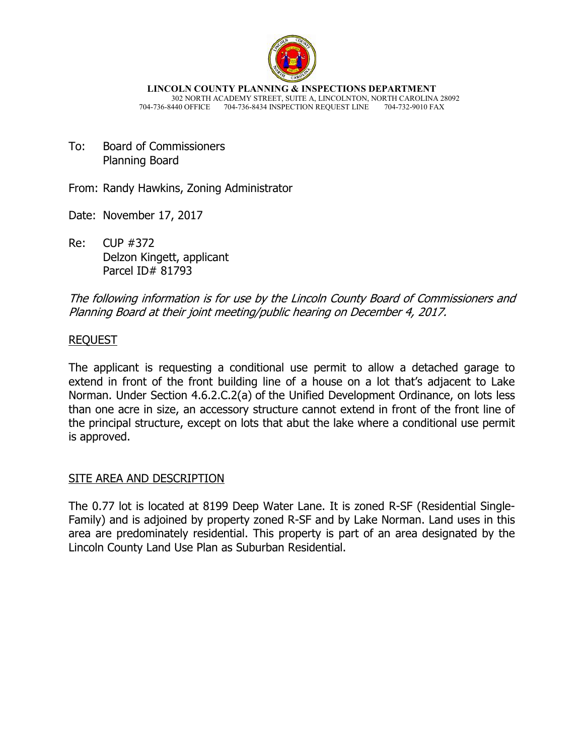**LINCOLN COUNTY PLANNING & INSPECTIONS DEPARTMENT**
302 NORTH ACADEMY STREET, SUITE A, LINCOLNTON, NORTH CAROLINA 28092
704-736-8440 OFFICE 704-736-8434 INSPECTION REQUEST LINE 704-732-9010 FAX

To: Board of Commissioners
Planning Board

From: Randy Hawkins, Zoning Administrator

Date: November 17, 2017

Re: CUP #372
Delzon Kingett, applicant
Parcel ID# 81793

*The following information is for use by the Lincoln County Board of Commissioners and Planning Board at their joint meeting/public hearing on December 4, 2017.*

## REQUEST

The applicant is requesting a conditional use permit to allow a detached garage to extend in front of the front building line of a house on a lot that's adjacent to Lake Norman. Under Section 4.6.2.C.2(a) of the Unified Development Ordinance, on lots less than one acre in size, an accessory structure cannot extend in front of the front line of the principal structure, except on lots that abut the lake where a conditional use permit is approved.

## SITE AREA AND DESCRIPTION

The 0.77 lot is located at 8199 Deep Water Lane. It is zoned R-SF (Residential Single-Family) and is adjoined by property zoned R-SF and by Lake Norman. Land uses in this area are predominately residential. This property is part of an area designated by the Lincoln County Land Use Plan as Suburban Residential.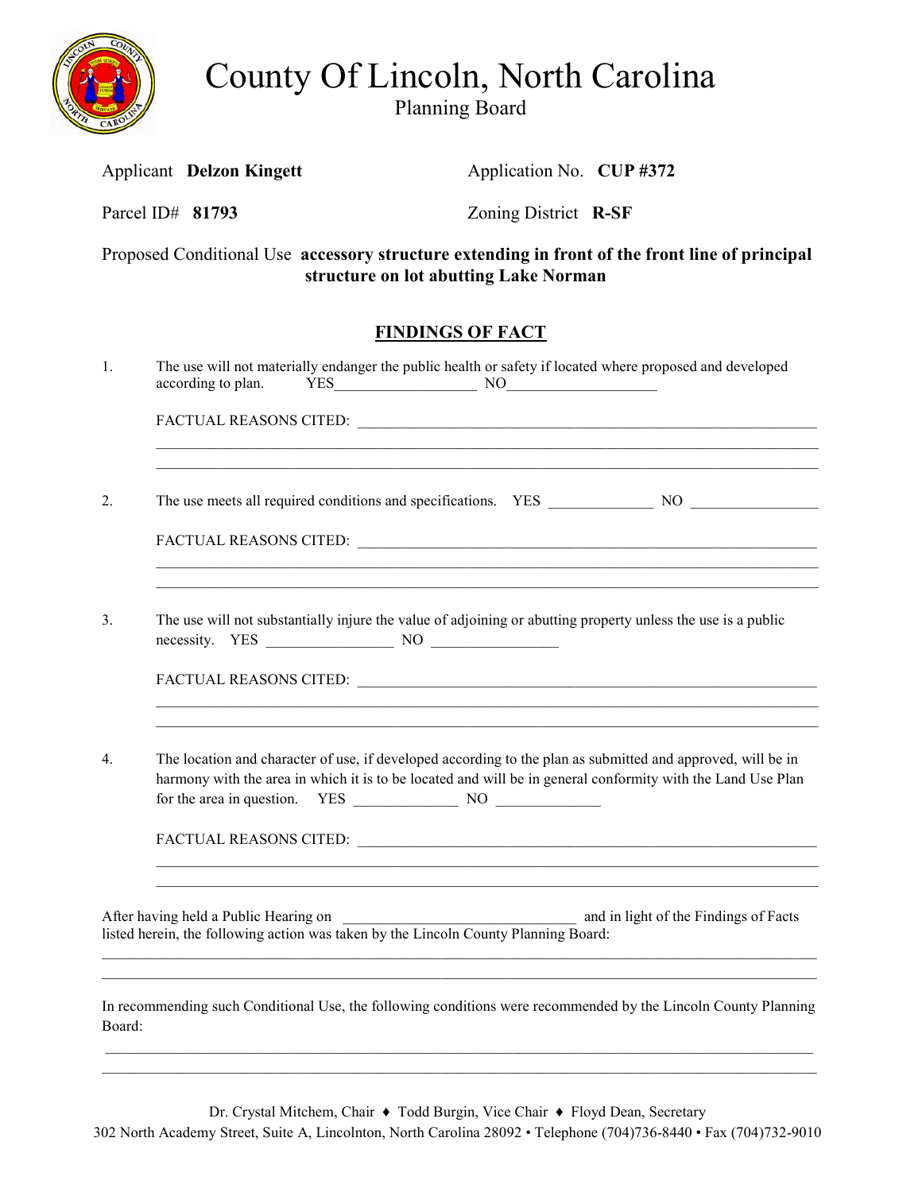# County Of Lincoln, North Carolina

Planning Board

Applicant **Delzon Kingett** Application No. **CUP #372**

Parcel ID# **81793** Zoning District **R-SF**

Proposed Conditional Use **accessory structure extending in front of the front line of principal structure on lot abutting Lake Norman**

## FINDINGS OF FACT

1. The use will not materially endanger the public health or safety if located where proposed and developed according to plan. YES___________________ NO____________________

   FACTUAL REASONS CITED: ______________________________________________________________
   
   ____________________________________________________________________________________
   
   ____________________________________________________________________________________

2. The use meets all required conditions and specifications. YES ______________ NO _________________

   FACTUAL REASONS CITED: ______________________________________________________________
   
   ____________________________________________________________________________________
   
   ____________________________________________________________________________________

3. The use will not substantially injure the value of adjoining or abutting property unless the use is a public necessity. YES _________________ NO _________________

   FACTUAL REASONS CITED: ______________________________________________________________
   
   ____________________________________________________________________________________
   
   ____________________________________________________________________________________

4. The location and character of use, if developed according to the plan as submitted and approved, will be in harmony with the area in which it is to be located and will be in general conformity with the Land Use Plan for the area in question. YES ______________ NO ______________

   FACTUAL REASONS CITED: ______________________________________________________________
   
   ____________________________________________________________________________________
   
   ____________________________________________________________________________________

After having held a Public Hearing on ________________________________ and in light of the Findings of Facts listed herein, the following action was taken by the Lincoln County Planning Board:

____________________________________________________________________________________________

____________________________________________________________________________________________

In recommending such Conditional Use, the following conditions were recommended by the Lincoln County Planning Board:

____________________________________________________________________________________________

____________________________________________________________________________________________

Dr. Crystal Mitchem, Chair ♦ Todd Burgin, Vice Chair ♦ Floyd Dean, Secretary

302 North Academy Street, Suite A, Lincolnton, North Carolina 28092 • Telephone (704)736-8440 • Fax (704)732-9010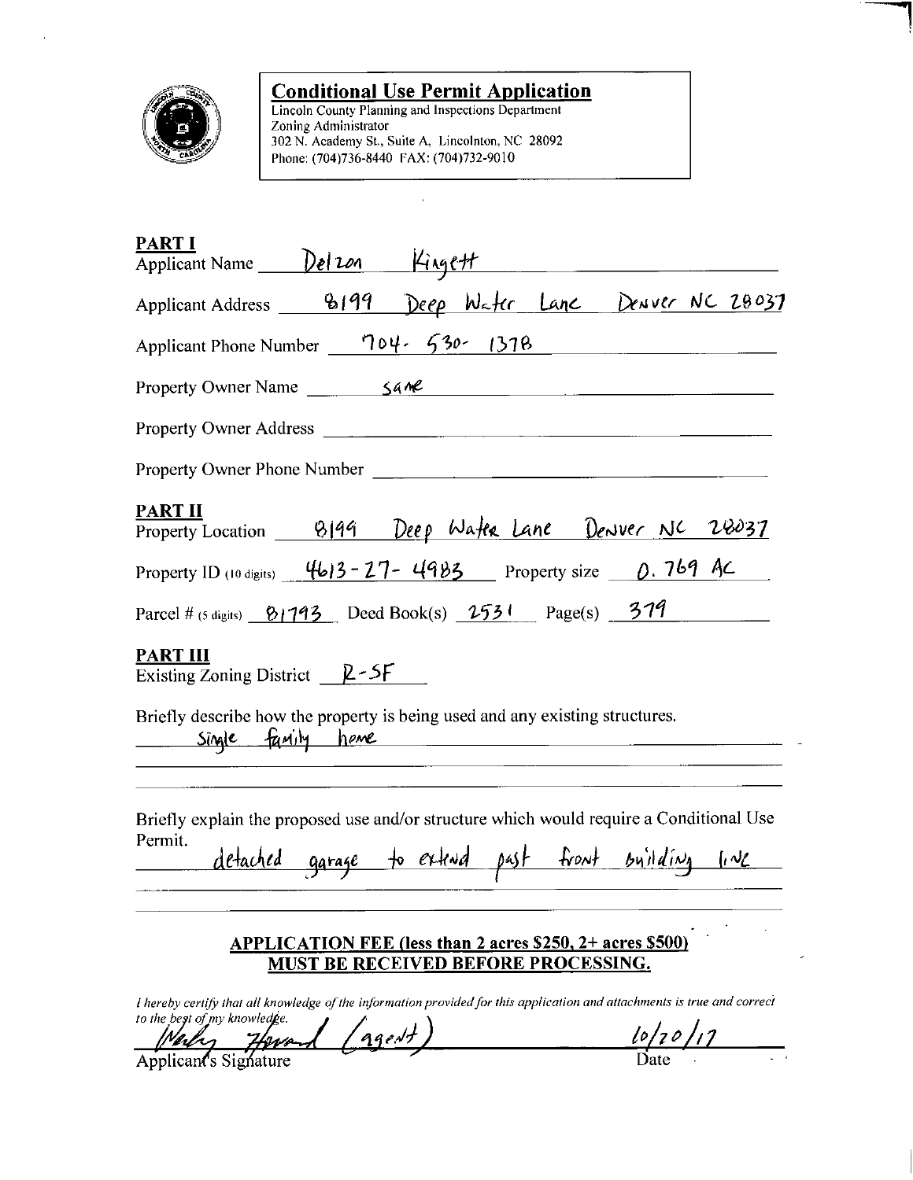## Conditional Use Permit Application

Lincoln County Planning and Inspections Department
Zoning Administrator
302 N. Academy St., Suite A, Lincolnton, NC 28092
Phone: (704)736-8440 FAX: (704)732-9010

**PART I**

Applicant Name: Delzon Kingett

Applicant Address: 8199 Deep Water Lane Denver NC 28037

Applicant Phone Number: 704-530-1378

Property Owner Name: same

Property Owner Address: ____________________

Property Owner Phone Number: ____________________

**PART II**

Property Location: 8199 Deep Water Lane Denver NC 28037

Property ID (10 digits): 4613-27-4983 Property size: 0.769 AC

Parcel # (5 digits): 81793 Deed Book(s): 2531 Page(s): 379

**PART III**

Existing Zoning District: R-SF

Briefly describe how the property is being used and any existing structures.

Single family home

Briefly explain the proposed use and/or structure which would require a Conditional Use Permit.

detached garage to extend past front building line

**APPLICATION FEE (less than 2 acres $250, 2+ acres $500) MUST BE RECEIVED BEFORE PROCESSING.**

*I hereby certify that all knowledge of the information provided for this application and attachments is true and correct to the best of my knowledge.*

Wesley Howard (agent) 10/20/17

Applicant's Signature Date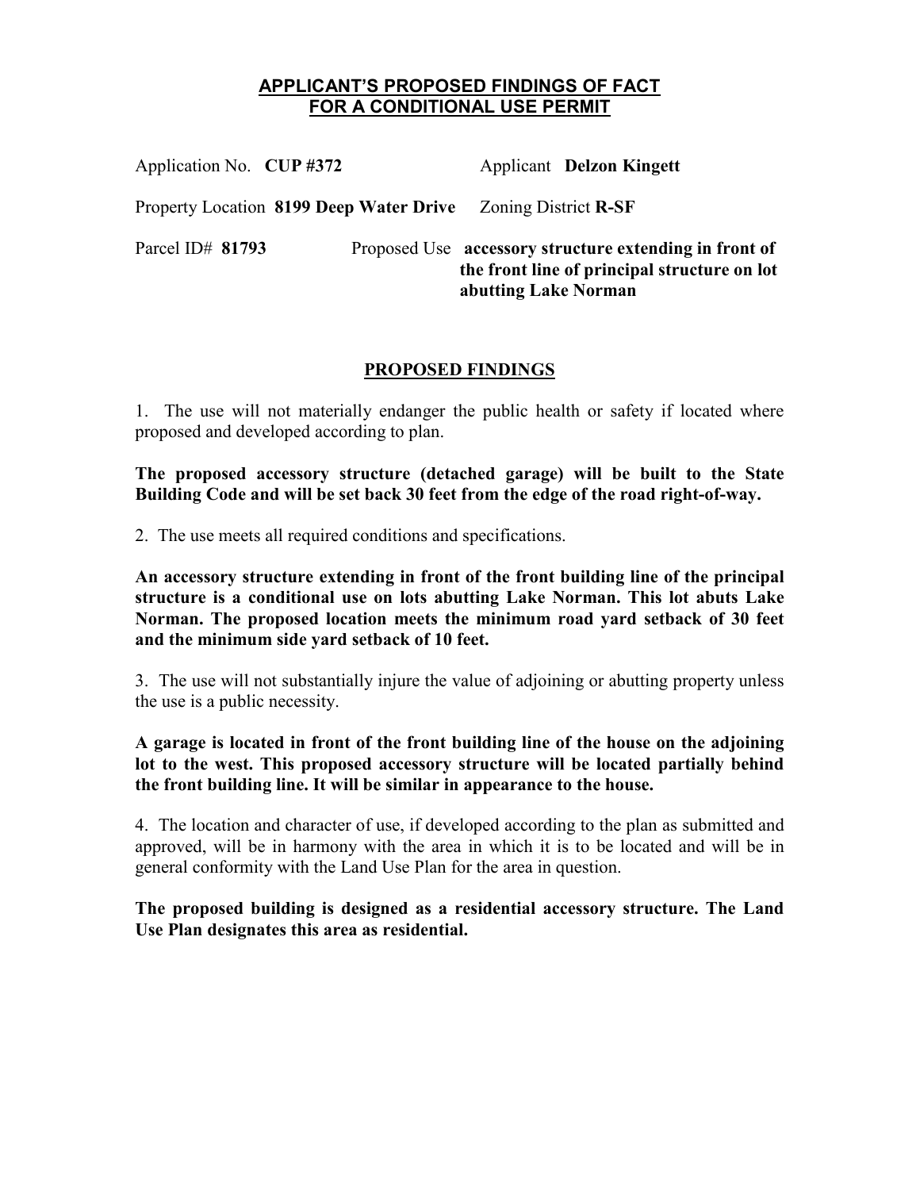# APPLICANT'S PROPOSED FINDINGS OF FACT FOR A CONDITIONAL USE PERMIT

Application No. **CUP #372** Applicant **Delzon Kingett**

Property Location **8199 Deep Water Drive** Zoning District **R-SF**

Parcel ID# **81793** Proposed Use **accessory structure extending in front of the front line of principal structure on lot abutting Lake Norman**

## PROPOSED FINDINGS

1. The use will not materially endanger the public health or safety if located where proposed and developed according to plan.

**The proposed accessory structure (detached garage) will be built to the State Building Code and will be set back 30 feet from the edge of the road right-of-way.**

2. The use meets all required conditions and specifications.

**An accessory structure extending in front of the front building line of the principal structure is a conditional use on lots abutting Lake Norman. This lot abuts Lake Norman. The proposed location meets the minimum road yard setback of 30 feet and the minimum side yard setback of 10 feet.**

3. The use will not substantially injure the value of adjoining or abutting property unless the use is a public necessity.

**A garage is located in front of the front building line of the house on the adjoining lot to the west. This proposed accessory structure will be located partially behind the front building line. It will be similar in appearance to the house.**

4. The location and character of use, if developed according to the plan as submitted and approved, will be in harmony with the area in which it is to be located and will be in general conformity with the Land Use Plan for the area in question.

**The proposed building is designed as a residential accessory structure. The Land Use Plan designates this area as residential.**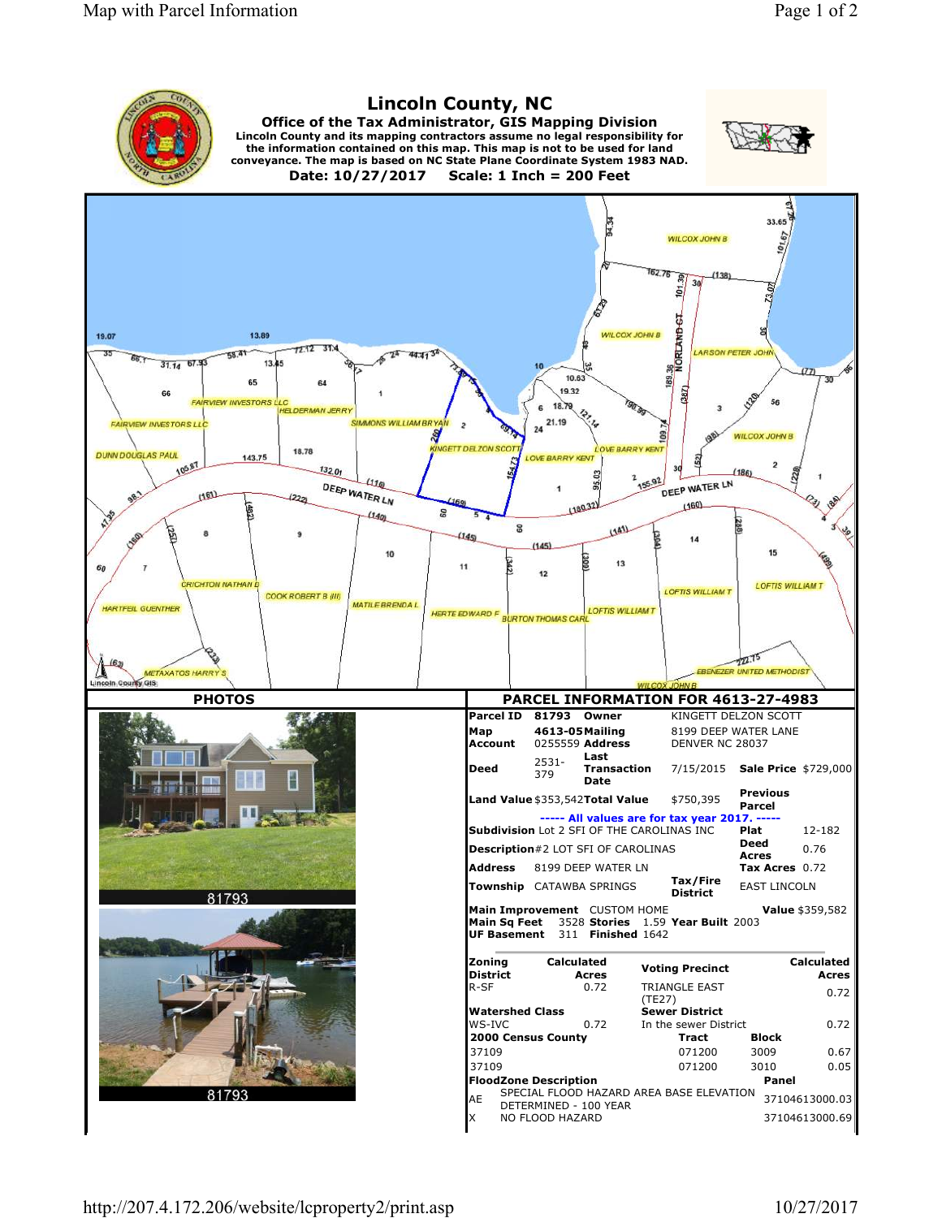# Lincoln County, NC

**Office of the Tax Administrator, GIS Mapping Division**

**Lincoln County and its mapping contractors assume no legal responsibility for the information contained on this map. This map is not to be used for land conveyance. The map is based on NC State Plane Coordinate System 1983 NAD.**

**Date: 10/27/2017 Scale: 1 Inch = 200 Feet**

## PHOTOS

81793

81793

## PARCEL INFORMATION FOR 4613-27-4983

| | | | | | |
|---|---|---|---|---|---|
| **Parcel ID** | 81793 | **Owner** | KINGETT DELZON SCOTT | | |
| **Map** | 4613-05 | **Mailing** | 8199 DEEP WATER LANE | | |
| **Account** | 0255559 | **Address** | DENVER NC 28037 | | |
| **Deed** | 2531-379 | **Last Transaction Date** | 7/15/2015 | **Sale Price** | $729,000 |
| **Land Value** | $353,542 | **Total Value** | $750,395 | **Previous Parcel** | |

**----- All values are for tax year 2017. -----**

| | | | |
|---|---|---|---|
| **Subdivision** | Lot 2 SFI OF THE CAROLINAS INC | **Plat** | 12-182 |
| **Description** | #2 LOT SFI OF CAROLINAS | **Deed Acres** | 0.76 |
| **Address** | 8199 DEEP WATER LN | **Tax Acres** | 0.72 |
| **Township** | CATAWBA SPRINGS | **Tax/Fire District** | EAST LINCOLN |

**Main Improvement** CUSTOM HOME **Value** $359,582
**Main Sq Feet** 3528 **Stories** 1.59 **Year Built** 2003
**UF Basement** 311 **Finished** 1642

| **Zoning District** | **Calculated Acres** | **Voting Precinct** | | **Calculated Acres** |
|---|---|---|---|---|
| R-SF | 0.72 | TRIANGLE EAST (TE27) | | 0.72 |
| **Watershed Class** | | **Sewer District** | | |
| WS-IVC | 0.72 | In the sewer District | | 0.72 |
| **2000 Census County** | | **Tract** | **Block** | |
| 37109 | | 071200 | 3009 | 0.67 |
| 37109 | | 071200 | 3010 | 0.05 |

| **FloodZone Description** | | **Panel** |
|---|---|---|
| AE | SPECIAL FLOOD HAZARD AREA BASE ELEVATION DETERMINED - 100 YEAR | 37104613000.03 |
| X | NO FLOOD HAZARD | 37104613000.69 |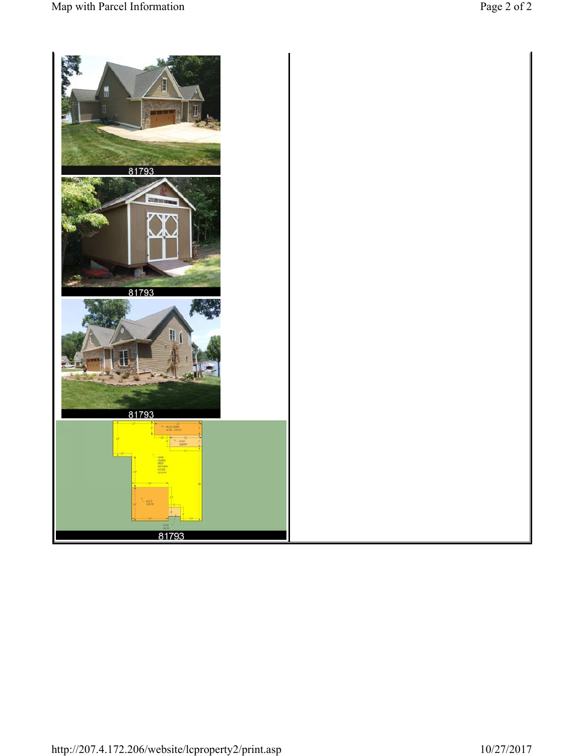81793

81793

81793

81793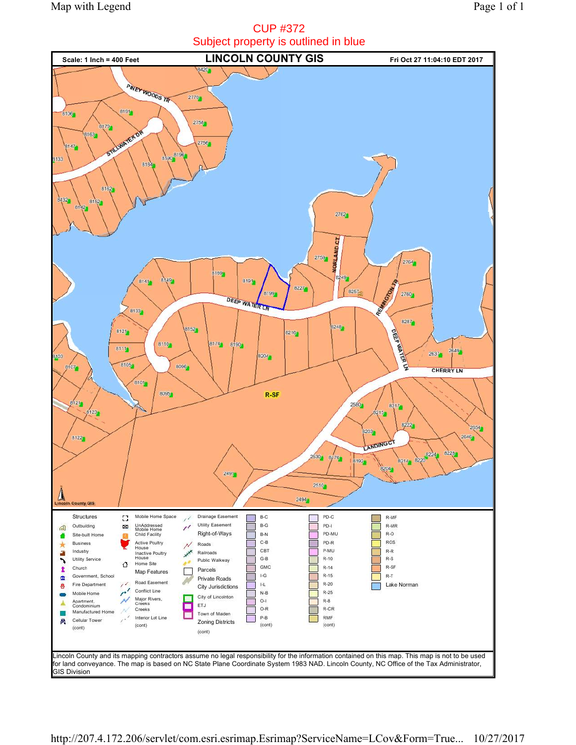# CUP #372

Subject property is outlined in blue

**Scale: 1 Inch = 400 Feet** | **LINCOLN COUNTY GIS** | **Fri Oct 27 11:04:10 EDT 2017**

PINEY WOODS TR, STILLWATER DR, DEEP WATER LN, NORLAND CT, REMINGTON TR, CHERRY LN, LANDING CT

R-SF

Lincoln County GIS

| Structures | Map Features | Right-of-Ways | Zoning Districts | | |
|---|---|---|---|---|---|
| Outbuilding | Mobile Home Space | Drainage Easement | B-C | PD-C | R-MF |
| Site-built Home | UnAddressed Mobile Home | Utility Easement | B-G | PD-I | R-MR |
| Business | Child Facility | Roads | B-N | PD-MU | R-O |
| Industry | Active Poultry House | Railroads | C-B | PD-R | ROS |
| Utility Service | Inactive Poultry House | Public Walkway | CBT | P-MU | R-R |
| Church | Home Site | Parcels | G-B | R-10 | R-S |
| Government, School | Road Easement | Private Roads | GMC | R-14 | R-SF |
| Fire Department | Conflict Line | City Jurisdictions | I-G | R-15 | R-T |
| Mobile Home | Major Rivers, Creeks | City of Lincolnton | I-L | R-20 | Lake Norman |
| Apartment, Condominium | Creeks | ETJ | N-B | R-25 | |
| Manufactured Home | Interior Lot Line | Town of Maiden | O-I | R-8 | |
| Cellular Tower | (cont) | (cont) | O-R | R-CR | |
| (cont) | | | P-B | RMF | |
| | | | (cont) | (cont) | |

Lincoln County and its mapping contractors assume no legal responsibility for the information contained on this map. This map is not to be used for land conveyance. The map is based on NC State Plane Coordinate System 1983 NAD. Lincoln County, NC Office of the Tax Administrator, GIS Division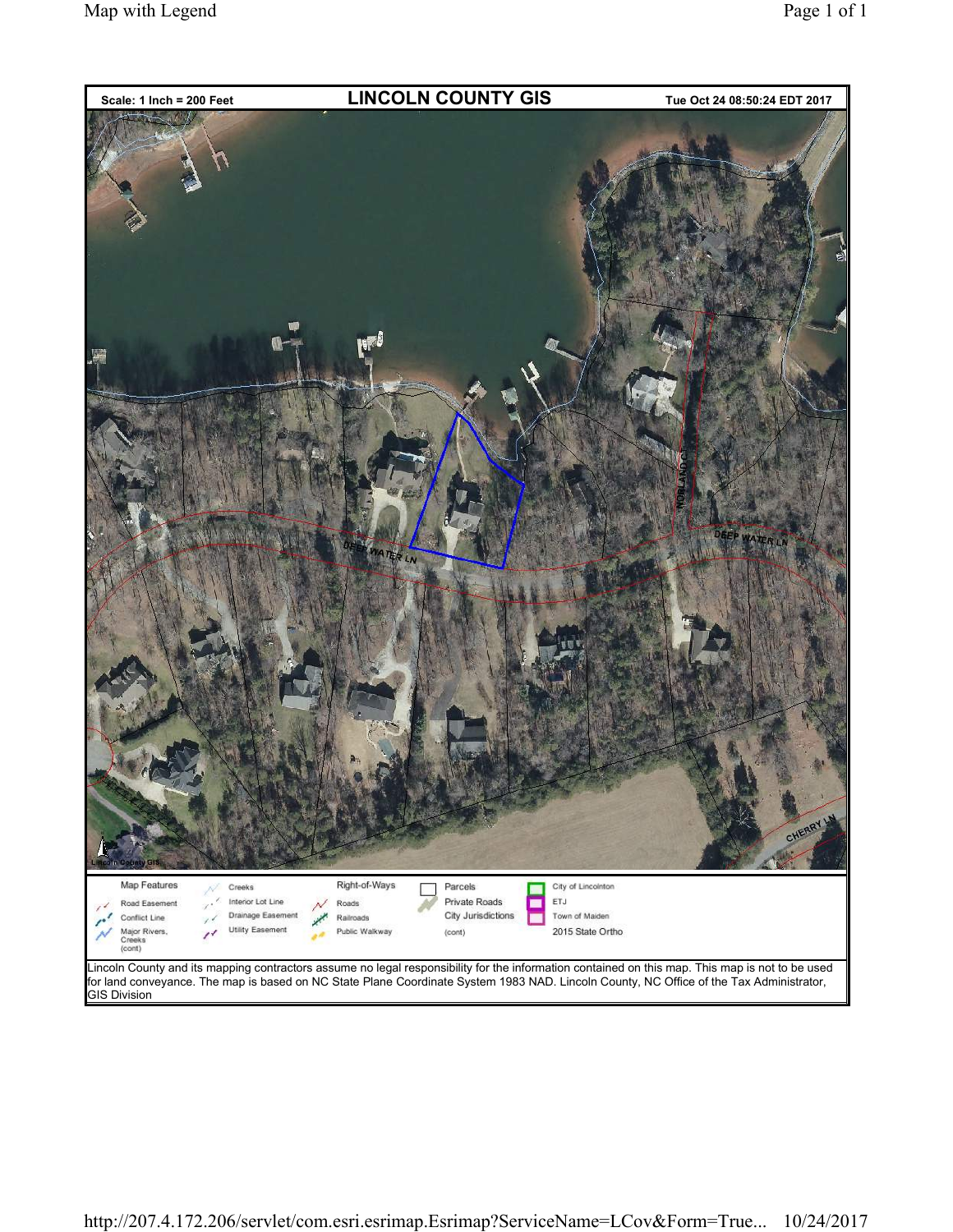Scale: 1 Inch = 200 Feet

# LINCOLN COUNTY GIS

Tue Oct 24 08:50:24 EDT 2017

DEEP WATER LN

DEEP WATER LN

NORLAND CT

CHERRY LN

Lincoln County GIS

| Map Features | Creeks | Right-of-Ways | Parcels | City of Lincolnton |
|---|---|---|---|---|
| Road Easement | Interior Lot Line | Roads | Private Roads | ETJ |
| Conflict Line | Drainage Easement | Railroads | City Jurisdictions | Town of Maiden |
| Major Rivers, Creeks (cont) | Utility Easement | Public Walkway | (cont) | 2015 State Ortho |

Lincoln County and its mapping contractors assume no legal responsibility for the information contained on this map. This map is not to be used for land conveyance. The map is based on NC State Plane Coordinate System 1983 NAD. Lincoln County, NC Office of the Tax Administrator, GIS Division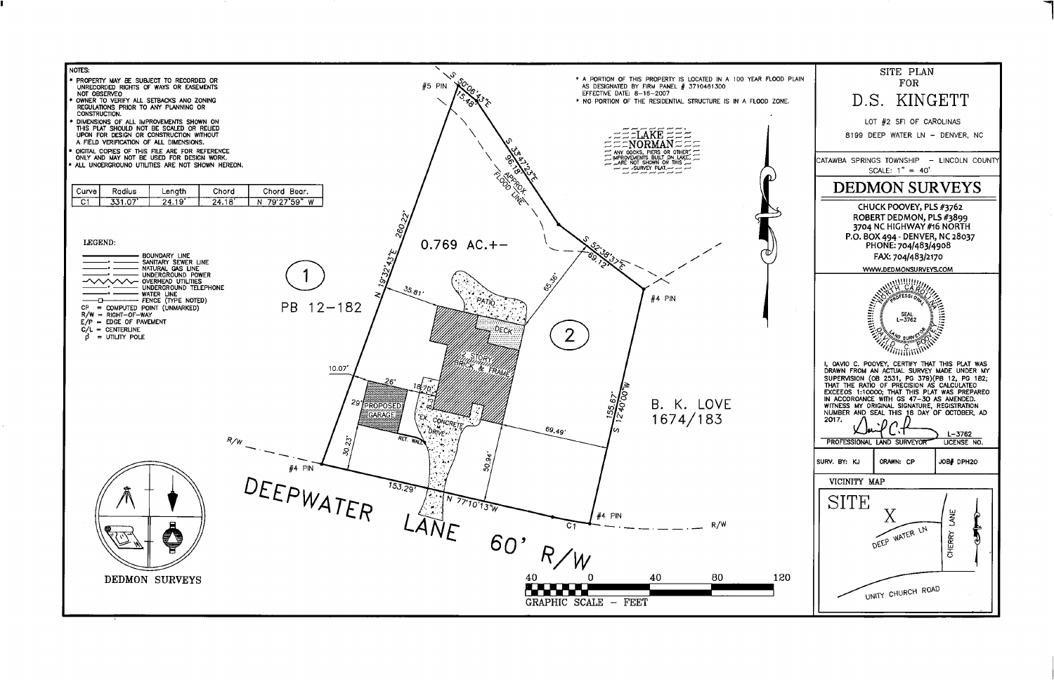NOTES:

* PROPERTY MAY BE SUBJECT TO RECORDED OR UNRECORDED RIGHTS OF WAYS OR EASEMENTS NOT OBSERVED
* OWNER TO VERIFY ALL SETBACKS AND ZONING REGULATIONS PRIOR TO ANY PLANNING OR CONSTRUCTION.
* DIMENSIONS OF ALL IMPROVEMENTS SHOWN ON THIS PLAT SHOULD NOT BE SCALED OR RELIED UPON FOR DESIGN OR CONSTRUCTION WITHOUT A FIELD VERIFICATION OF ALL DIMENSIONS.
* DIGITAL COPIES OF THIS FILE ARE FOR REFERENCE ONLY AND MAY NOT BE USED FOR DESIGN WORK.
* ALL UNDERGROUND UTILITIES ARE NOT SHOWN HEREON.

| Curve | Radius | Length | Chord | Chord Bear. |
|---|---|---|---|---|
| C1 | 331.07' | 24.19' | 24.18' | N 79°27'59" W |

LEGEND:

BOUNDARY LINE
SANITARY SEWER LINE
NATURAL GAS LINE
UNDERGROUND POWER
OVERHEAD UTILITIES
UNDERGROUND TELEPHONE
WATER LINE
FENCE (TYPE NOTED)
CP = COMPUTED POINT (UNMARKED)
R/W = RIGHT-OF-WAY
E/P = EDGE OF PAVEMENT
C/L = CENTERLINE
= UTILITY POLE

* A PORTION OF THIS PROPERTY IS LOCATED IN A 100 YEAR FLOOD PLAIN AS DESIGNATED BY FIRM PANEL # 3710461300 EFFECTIVE DATE: 8-16-2007
* NO PORTION OF THE RESIDENTIAL STRUCTURE IS IN A FLOOD ZONE.

LAKE NORMAN
ANY DOCKS, PIERS OR OTHER IMPROVEMENTS BUILT ON LAKE ARE NOT SHOWN ON THIS SURVEY PLAT.

#5 PIN
S 50°06'43"E 15.48'
S 33°47'23"E 96.18'
APPROX. FLOOD LINE
S 52°38'37"E 69.12'
#4 PIN
N 19°32'43"E 260.22'
0.769 AC.+-
1
PB 12-182
35.81'
65.36'
PATIO
DECK
2
2 STORY BRICK & FRAME
10.07'
26'
18.70'
8.31'
29'
PROPOSED GARAGE
EX. CONCRETE DRIVE
RET. WALL
30.23'
50.94'
69.49'
S 12°40'00"W 155.67'
B. K. LOVE
1674/183
R/W
#4 PIN
153.29'
N 77°10'13"W
#4 PIN
C1
R/W

DEEPWATER LANE 60' R/W

40 0 40 80 120
GRAPHIC SCALE - FEET

DEDMON SURVEYS

SITE PLAN FOR
# D.S. KINGETT
LOT #2 SFI OF CAROLINAS
8199 DEEP WATER LN - DENVER, NC

CATAWBA SPRINGS TOWNSHIP - LINCOLN COUNTY
SCALE: 1" = 40'

## DEDMON SURVEYS

CHUCK POOVEY, PLS #3762
ROBERT DEDMON, PLS #3899
3704 NC HIGHWAY #16 NORTH
P.O. BOX 494 - DENVER, NC 28037
PHONE: 704/483/4908
FAX: 704/483/2170
WWW.DEDMONSURVEYS.COM

NORTH CAROLINA PROFESSIONAL SEAL L-3762 LAND SURVEYOR DAVID C. POOVEY

I, DAVID C. POOVEY, CERTIFY THAT THIS PLAT WAS DRAWN FROM AN ACTUAL SURVEY MADE UNDER MY SUPERVISION (DB 2531, PG 379)(PB 12, PG 182; THAT THE RATIO OF PRECISION AS CALCULATED EXCEEDS 1:10000; THAT THIS PLAT WAS PREPARED IN ACCORDANCE WITH GS 47-30 AS AMENDED. WITNESS MY ORIGINAL SIGNATURE, REGISTRATION NUMBER AND SEAL THIS 18 DAY OF OCTOBER, AD 2017.

PROFESSIONAL LAND SURVEYOR L-3762 LICENSE NO.

| SURV. BY: KJ | DRAWN: CP | JOB# DPH20 |
|---|---|---|

VICINITY MAP

SITE
X
DEEP WATER LN
CHERRY LANE
UNITY CHURCH ROAD